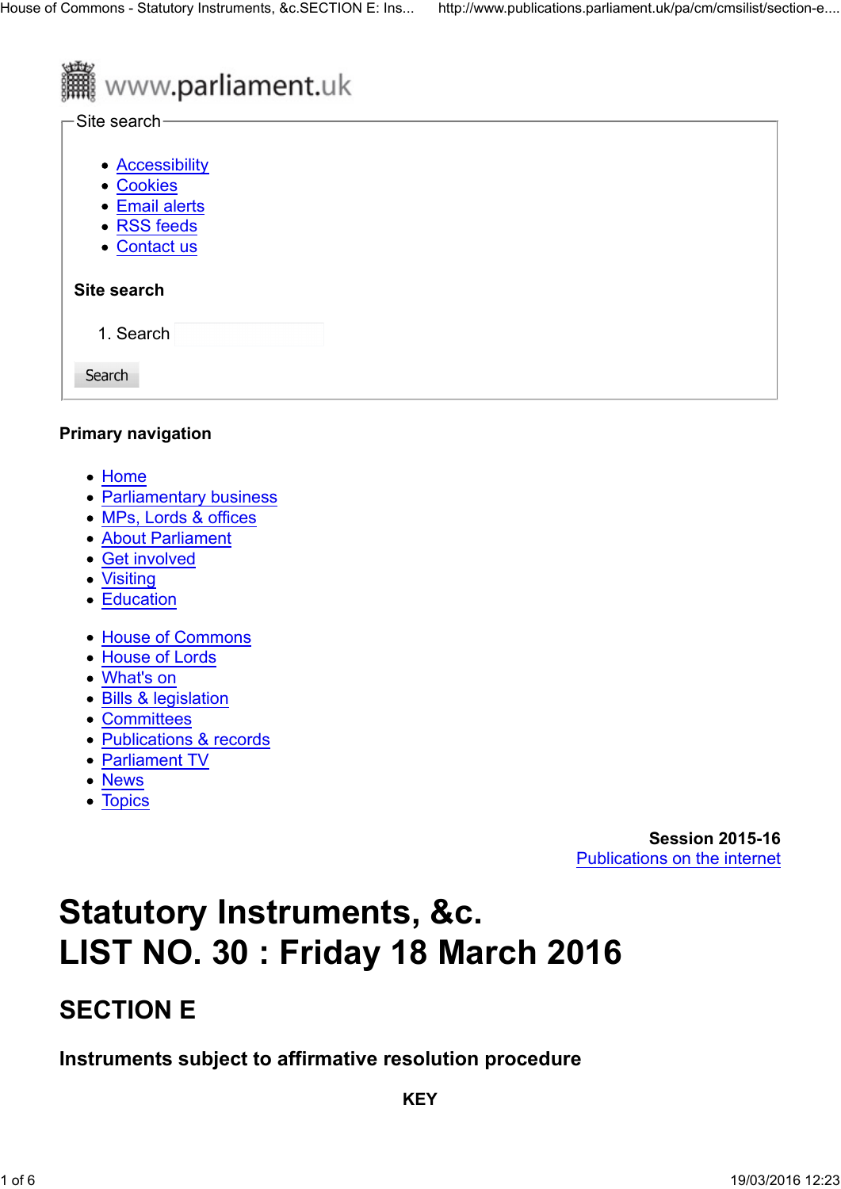www.parliament.uk

Site search

- Accessibility
- Cookies
- Email alerts
- RSS feeds
- Contact us

**Site search**

1. Search

Search

**Primary navigation**

- Home
- Parliamentary business
- MPs, Lords & offices
- About Parliament
- Get involved
- Visiting
- Education

- House of Commons
- House of Lords
- What's on
- Bills & legislation
- Committees
- Publications & records
- Parliament TV
- News
- Topics

**Session 2015-16**
Publications on the internet

# Statutory Instruments, &c.
# LIST NO. 30 : Friday 18 March 2016

## SECTION E

### Instruments subject to affirmative resolution procedure

**KEY**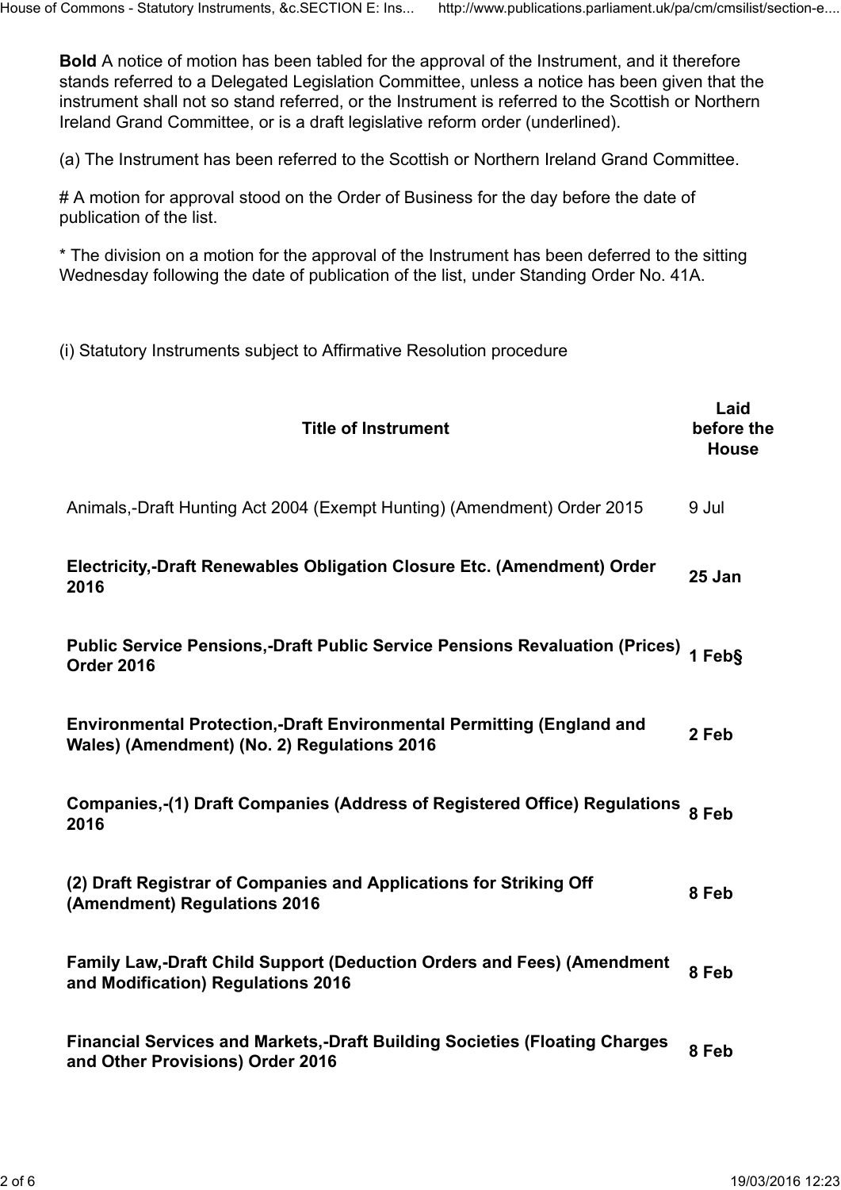**Bold** A notice of motion has been tabled for the approval of the Instrument, and it therefore stands referred to a Delegated Legislation Committee, unless a notice has been given that the instrument shall not so stand referred, or the Instrument is referred to the Scottish or Northern Ireland Grand Committee, or is a draft legislative reform order (underlined).

(a) The Instrument has been referred to the Scottish or Northern Ireland Grand Committee.

# A motion for approval stood on the Order of Business for the day before the date of publication of the list.

* The division on a motion for the approval of the Instrument has been deferred to the sitting Wednesday following the date of publication of the list, under Standing Order No. 41A.

(i) Statutory Instruments subject to Affirmative Resolution procedure

| Title of Instrument | Laid before the House |
|---|---|
| Animals,-Draft Hunting Act 2004 (Exempt Hunting) (Amendment) Order 2015 | 9 Jul |
| **Electricity,-Draft Renewables Obligation Closure Etc. (Amendment) Order 2016** | **25 Jan** |
| **Public Service Pensions,-Draft Public Service Pensions Revaluation (Prices) Order 2016** | **1 Feb§** |
| **Environmental Protection,-Draft Environmental Permitting (England and Wales) (Amendment) (No. 2) Regulations 2016** | **2 Feb** |
| **Companies,-(1) Draft Companies (Address of Registered Office) Regulations 2016** | **8 Feb** |
| **(2) Draft Registrar of Companies and Applications for Striking Off (Amendment) Regulations 2016** | **8 Feb** |
| **Family Law,-Draft Child Support (Deduction Orders and Fees) (Amendment and Modification) Regulations 2016** | **8 Feb** |
| **Financial Services and Markets,-Draft Building Societies (Floating Charges and Other Provisions) Order 2016** | **8 Feb** |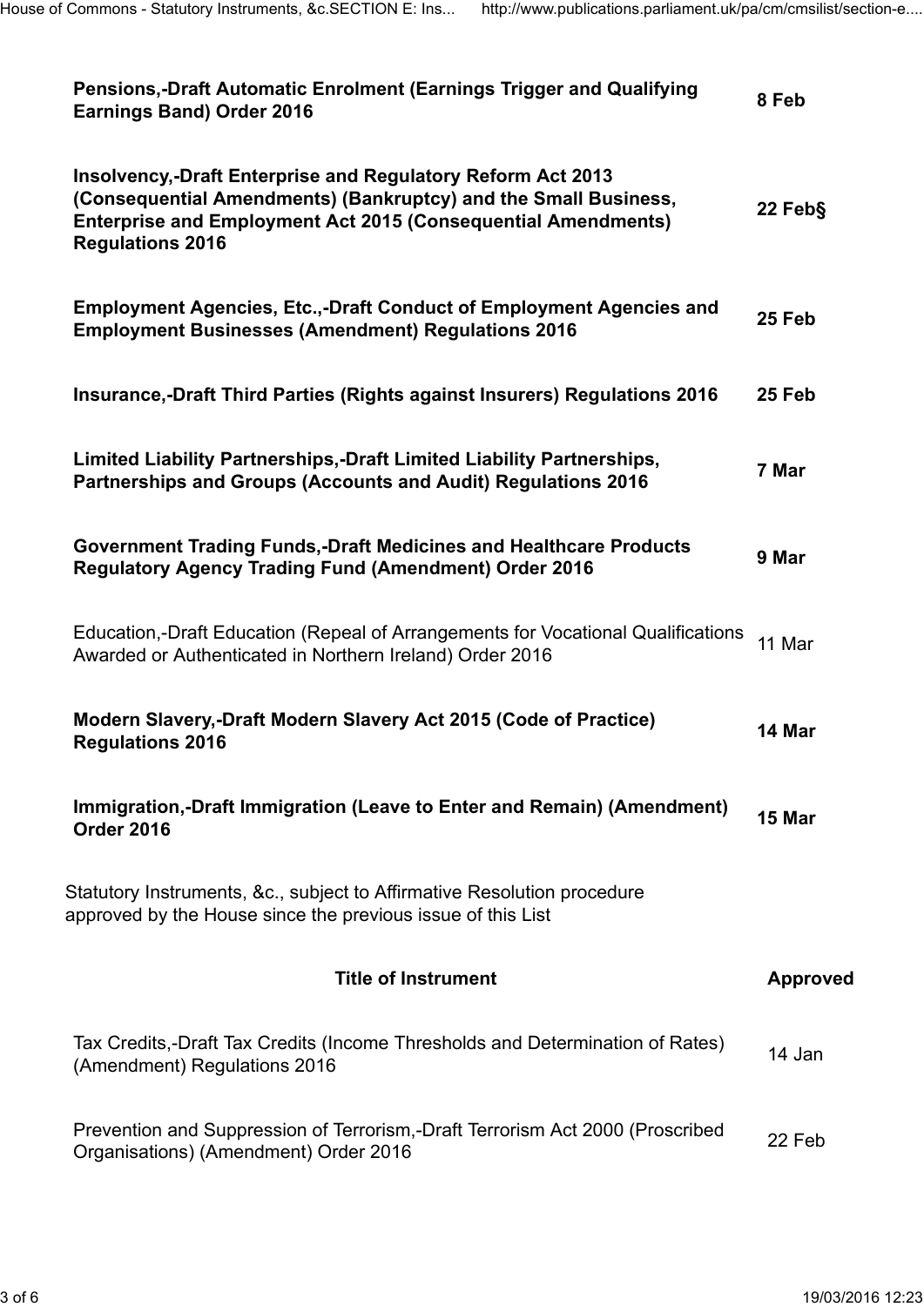| | |
|---|---|
| **Pensions,-Draft Automatic Enrolment (Earnings Trigger and Qualifying Earnings Band) Order 2016** | **8 Feb** |
| **Insolvency,-Draft Enterprise and Regulatory Reform Act 2013 (Consequential Amendments) (Bankruptcy) and the Small Business, Enterprise and Employment Act 2015 (Consequential Amendments) Regulations 2016** | **22 Feb§** |
| **Employment Agencies, Etc.,-Draft Conduct of Employment Agencies and Employment Businesses (Amendment) Regulations 2016** | **25 Feb** |
| **Insurance,-Draft Third Parties (Rights against Insurers) Regulations 2016** | **25 Feb** |
| **Limited Liability Partnerships,-Draft Limited Liability Partnerships, Partnerships and Groups (Accounts and Audit) Regulations 2016** | **7 Mar** |
| **Government Trading Funds,-Draft Medicines and Healthcare Products Regulatory Agency Trading Fund (Amendment) Order 2016** | **9 Mar** |
| Education,-Draft Education (Repeal of Arrangements for Vocational Qualifications Awarded or Authenticated in Northern Ireland) Order 2016 | 11 Mar |
| **Modern Slavery,-Draft Modern Slavery Act 2015 (Code of Practice) Regulations 2016** | **14 Mar** |
| **Immigration,-Draft Immigration (Leave to Enter and Remain) (Amendment) Order 2016** | **15 Mar** |

Statutory Instruments, &c., subject to Affirmative Resolution procedure approved by the House since the previous issue of this List

| Title of Instrument | Approved |
|---|---|
| Tax Credits,-Draft Tax Credits (Income Thresholds and Determination of Rates) (Amendment) Regulations 2016 | 14 Jan |
| Prevention and Suppression of Terrorism,-Draft Terrorism Act 2000 (Proscribed Organisations) (Amendment) Order 2016 | 22 Feb |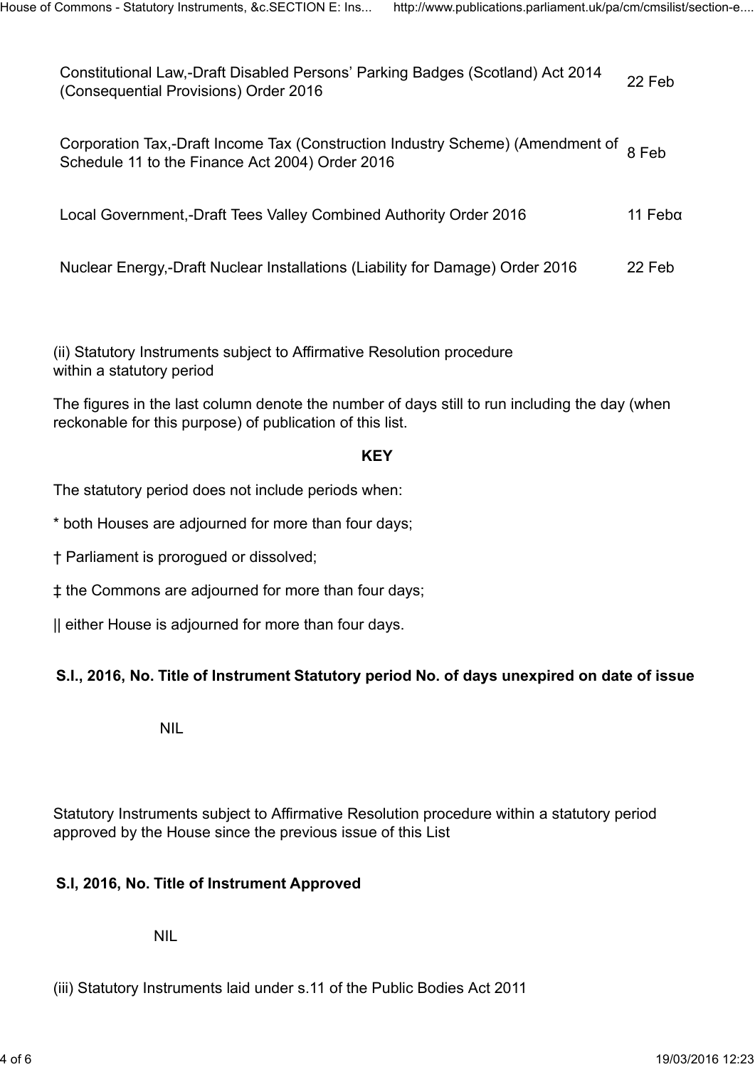| | |
|---|---|
| Constitutional Law,-Draft Disabled Persons' Parking Badges (Scotland) Act 2014 (Consequential Provisions) Order 2016 | 22 Feb |
| Corporation Tax,-Draft Income Tax (Construction Industry Scheme) (Amendment of Schedule 11 to the Finance Act 2004) Order 2016 | 8 Feb |
| Local Government,-Draft Tees Valley Combined Authority Order 2016 | 11 Febα |
| Nuclear Energy,-Draft Nuclear Installations (Liability for Damage) Order 2016 | 22 Feb |

(ii) Statutory Instruments subject to Affirmative Resolution procedure within a statutory period

The figures in the last column denote the number of days still to run including the day (when reckonable for this purpose) of publication of this list.

**KEY**

The statutory period does not include periods when:

* both Houses are adjourned for more than four days;

† Parliament is prorogued or dissolved;

‡ the Commons are adjourned for more than four days;

|| either House is adjourned for more than four days.

| S.I., 2016, No. | Title of Instrument | Statutory period | No. of days unexpired on date of issue |
|---|---|---|---|
| NIL | | | |

Statutory Instruments subject to Affirmative Resolution procedure within a statutory period approved by the House since the previous issue of this List

| S.I, 2016, No. | Title of Instrument | Approved |
|---|---|---|
| NIL | | |

(iii) Statutory Instruments laid under s.11 of the Public Bodies Act 2011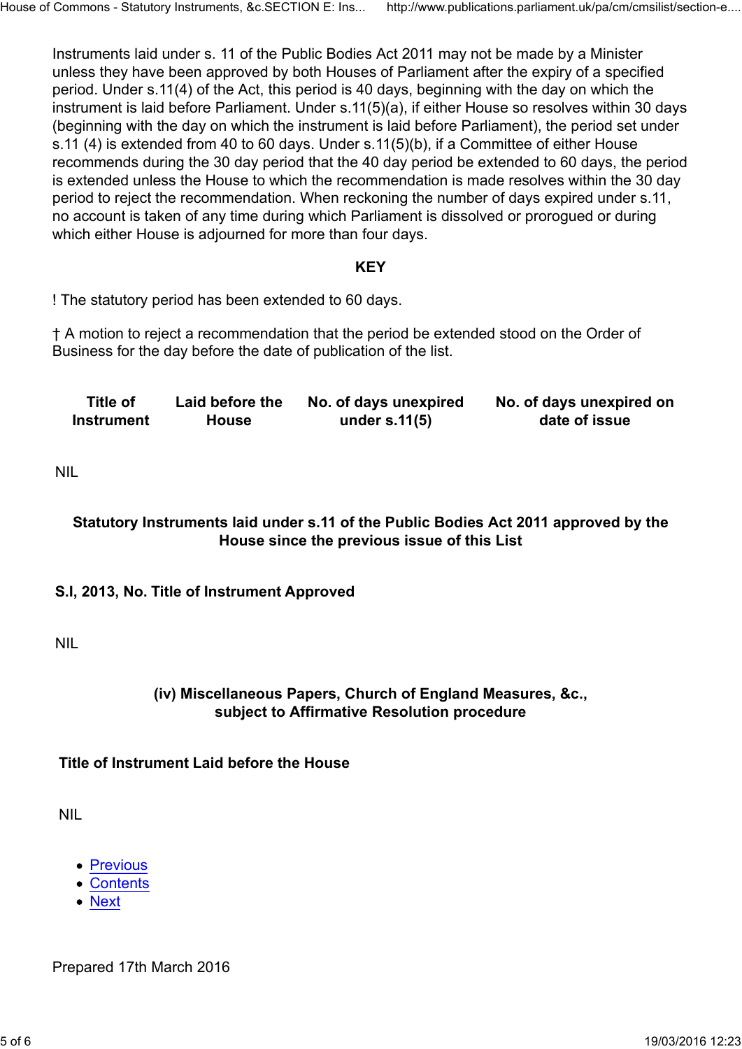Instruments laid under s. 11 of the Public Bodies Act 2011 may not be made by a Minister unless they have been approved by both Houses of Parliament after the expiry of a specified period. Under s.11(4) of the Act, this period is 40 days, beginning with the day on which the instrument is laid before Parliament. Under s.11(5)(a), if either House so resolves within 30 days (beginning with the day on which the instrument is laid before Parliament), the period set under s.11 (4) is extended from 40 to 60 days. Under s.11(5)(b), if a Committee of either House recommends during the 30 day period that the 40 day period be extended to 60 days, the period is extended unless the House to which the recommendation is made resolves within the 30 day period to reject the recommendation. When reckoning the number of days expired under s.11, no account is taken of any time during which Parliament is dissolved or prorogued or during which either House is adjourned for more than four days.

**KEY**

! The statutory period has been extended to 60 days.

† A motion to reject a recommendation that the period be extended stood on the Order of Business for the day before the date of publication of the list.

| Title of Instrument | Laid before the House | No. of days unexpired under s.11(5) | No. of days unexpired on date of issue |
|---|---|---|---|

NIL

### Statutory Instruments laid under s.11 of the Public Bodies Act 2011 approved by the House since the previous issue of this List

**S.I, 2013, No. Title of Instrument Approved**

NIL

### (iv) Miscellaneous Papers, Church of England Measures, &c., subject to Affirmative Resolution procedure

**Title of Instrument Laid before the House**

NIL

- Previous
- Contents
- Next

Prepared 17th March 2016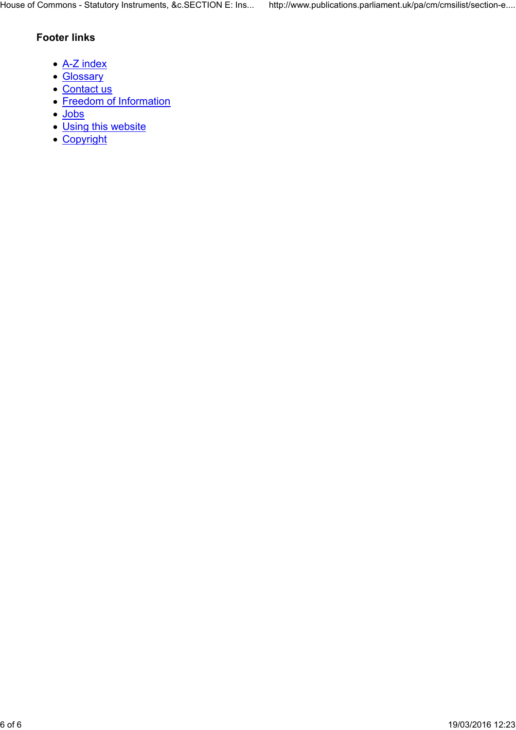### Footer links

- A-Z index
- Glossary
- Contact us
- Freedom of Information
- Jobs
- Using this website
- Copyright